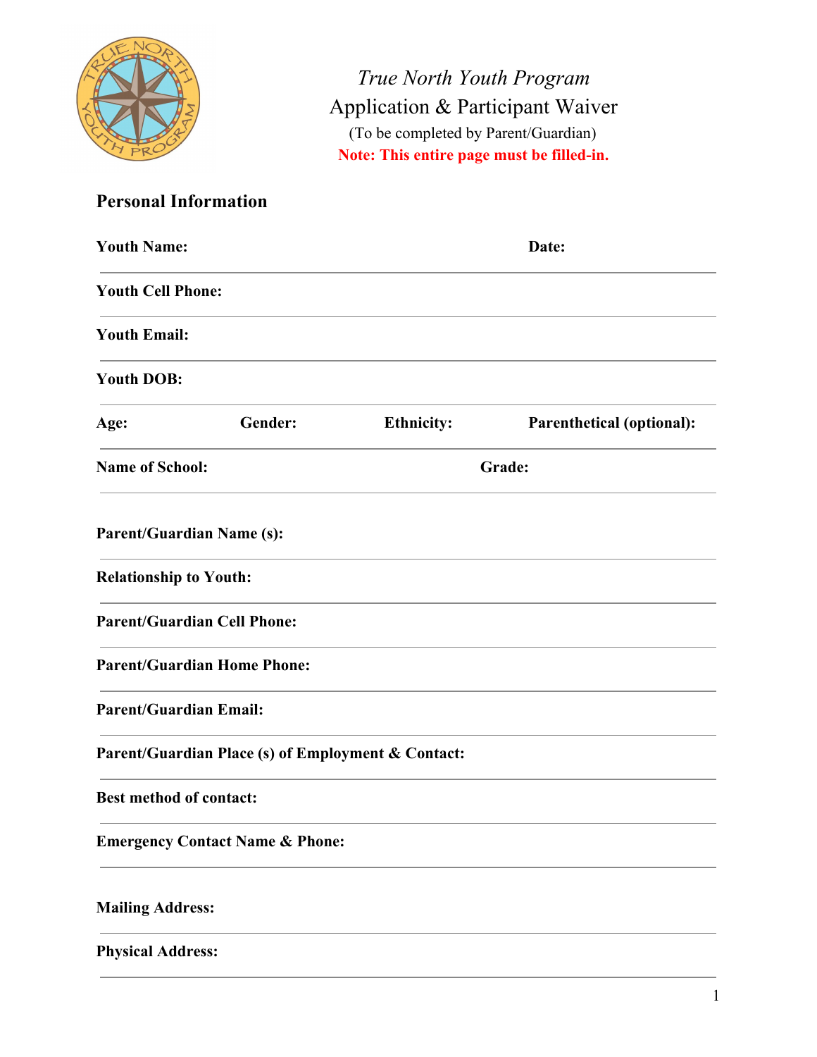*True North Youth Program*

# Application & Participant Waiver

(To be completed by Parent/Guardian)

**Note: This entire page must be filled-in.**

## Personal Information

**Youth Name:** **Date:**

**Youth Cell Phone:**

**Youth Email:**

**Youth DOB:**

**Age:** **Gender:** **Ethnicity:** **Parenthetical (optional):**

**Name of School:** **Grade:**

**Parent/Guardian Name (s):**

**Relationship to Youth:**

**Parent/Guardian Cell Phone:**

**Parent/Guardian Home Phone:**

**Parent/Guardian Email:**

**Parent/Guardian Place (s) of Employment & Contact:**

**Best method of contact:**

**Emergency Contact Name & Phone:**

**Mailing Address:**

**Physical Address:**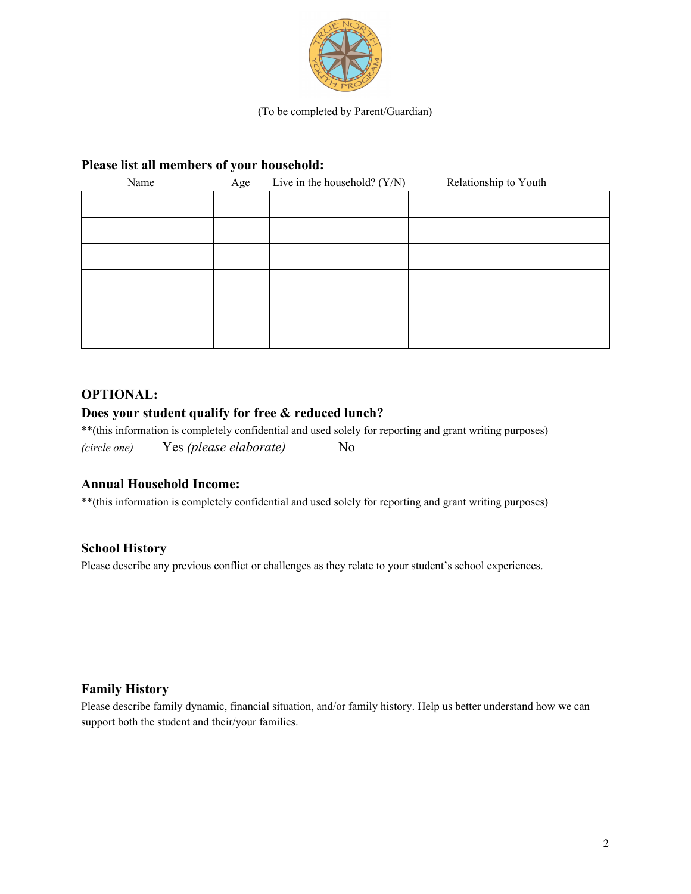(To be completed by Parent/Guardian)

**Please list all members of your household:**

| Name | Age | Live in the household? (Y/N) | Relationship to Youth |
|---|---|---|---|
| | | | |
| | | | |
| | | | |
| | | | |
| | | | |
| | | | |

**OPTIONAL:**

**Does your student qualify for free & reduced lunch?**

**(this information is completely confidential and used solely for reporting and grant writing purposes)

*(circle one)* Yes *(please elaborate)* No

**Annual Household Income:**

**(this information is completely confidential and used solely for reporting and grant writing purposes)

**School History**

Please describe any previous conflict or challenges as they relate to your student's school experiences.

**Family History**

Please describe family dynamic, financial situation, and/or family history. Help us better understand how we can support both the student and their/your families.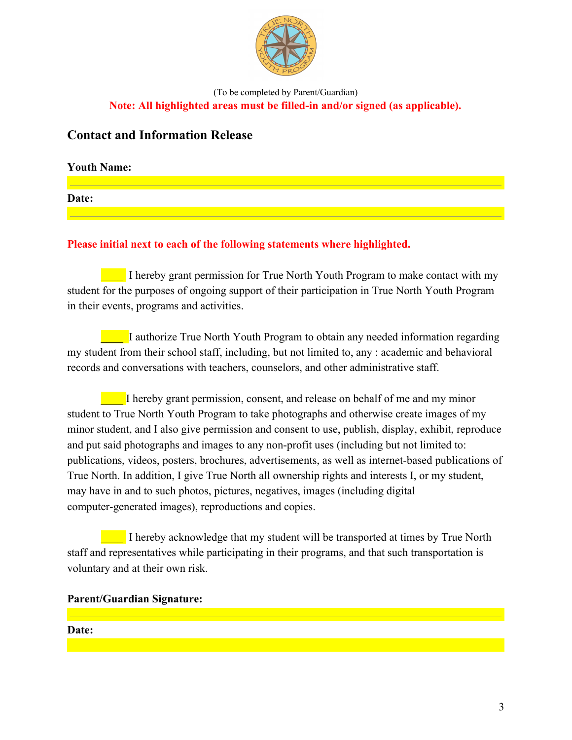(To be completed by Parent/Guardian)

**Note: All highlighted areas must be filled-in and/or signed (as applicable).**

## Contact and Information Release

**Youth Name:**

______________________________________________________________________

**Date:**

______________________________________________________________________

**Please initial next to each of the following statements where highlighted.**

____ I hereby grant permission for True North Youth Program to make contact with my student for the purposes of ongoing support of their participation in True North Youth Program in their events, programs and activities.

____ I authorize True North Youth Program to obtain any needed information regarding my student from their school staff, including, but not limited to, any : academic and behavioral records and conversations with teachers, counselors, and other administrative staff.

____ I hereby grant permission, consent, and release on behalf of me and my minor student to True North Youth Program to take photographs and otherwise create images of my minor student, and I also give permission and consent to use, publish, display, exhibit, reproduce and put said photographs and images to any non-profit uses (including but not limited to: publications, videos, posters, brochures, advertisements, as well as internet-based publications of True North. In addition, I give True North all ownership rights and interests I, or my student, may have in and to such photos, pictures, negatives, images (including digital computer-generated images), reproductions and copies.

____ I hereby acknowledge that my student will be transported at times by True North staff and representatives while participating in their programs, and that such transportation is voluntary and at their own risk.

**Parent/Guardian Signature:**

______________________________________________________________________

**Date:**

______________________________________________________________________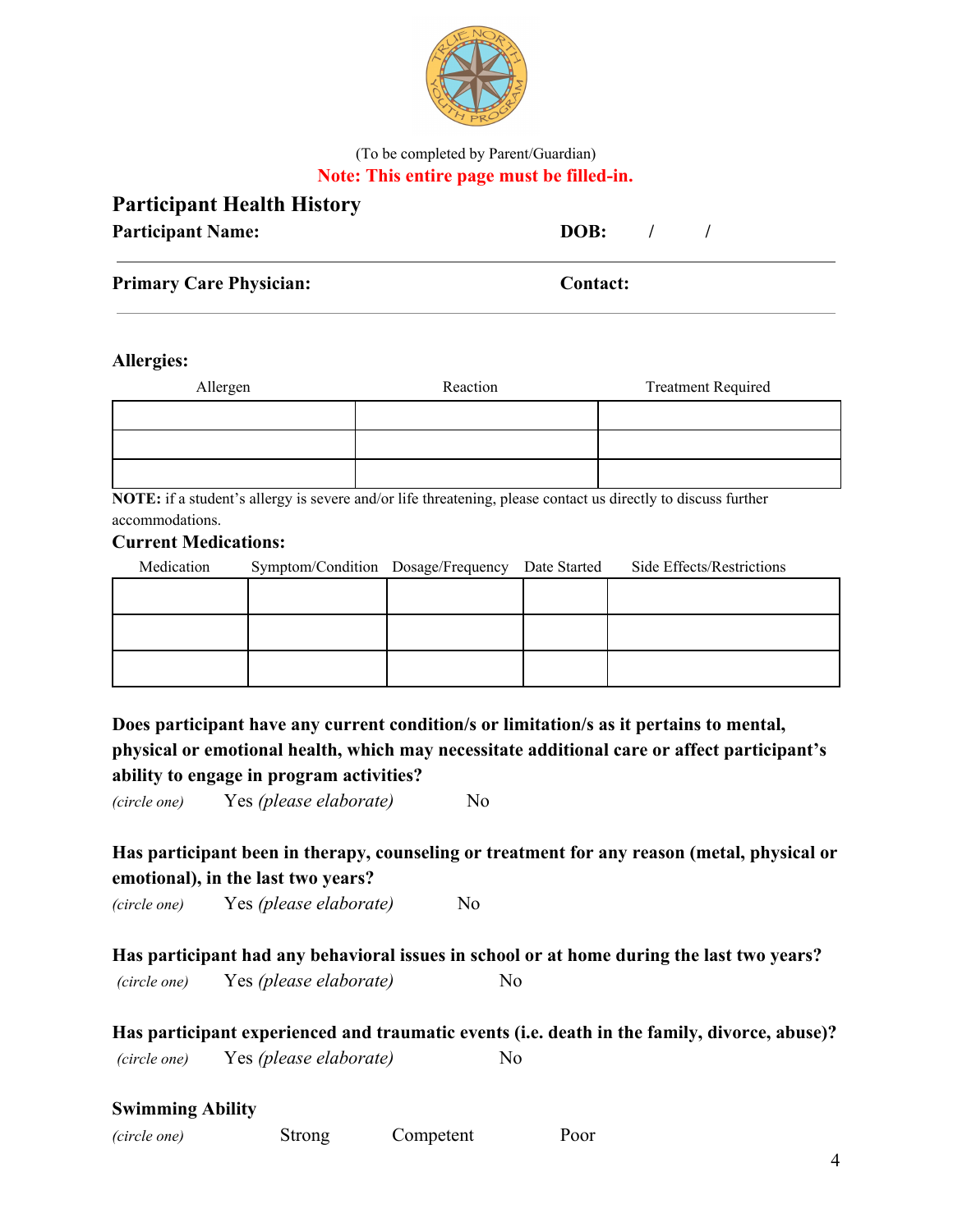(To be completed by Parent/Guardian)

**Note: This entire page must be filled-in.**

## Participant Health History

**Participant Name:** **DOB:** / /

**Primary Care Physician:** **Contact:**

**Allergies:**

| Allergen | Reaction | Treatment Required |
|---|---|---|
| | | |
| | | |
| | | |

**NOTE:** if a student's allergy is severe and/or life threatening, please contact us directly to discuss further accommodations.

**Current Medications:**

| Medication | Symptom/Condition | Dosage/Frequency | Date Started | Side Effects/Restrictions |
|---|---|---|---|---|
| | | | | |
| | | | | |
| | | | | |

**Does participant have any current condition/s or limitation/s as it pertains to mental, physical or emotional health, which may necessitate additional care or affect participant's ability to engage in program activities?**

*(circle one)* Yes *(please elaborate)* No

**Has participant been in therapy, counseling or treatment for any reason (metal, physical or emotional), in the last two years?**

*(circle one)* Yes *(please elaborate)* No

**Has participant had any behavioral issues in school or at home during the last two years?**

*(circle one)* Yes *(please elaborate)* No

**Has participant experienced and traumatic events (i.e. death in the family, divorce, abuse)?**

*(circle one)* Yes *(please elaborate)* No

**Swimming Ability**

*(circle one)* Strong Competent Poor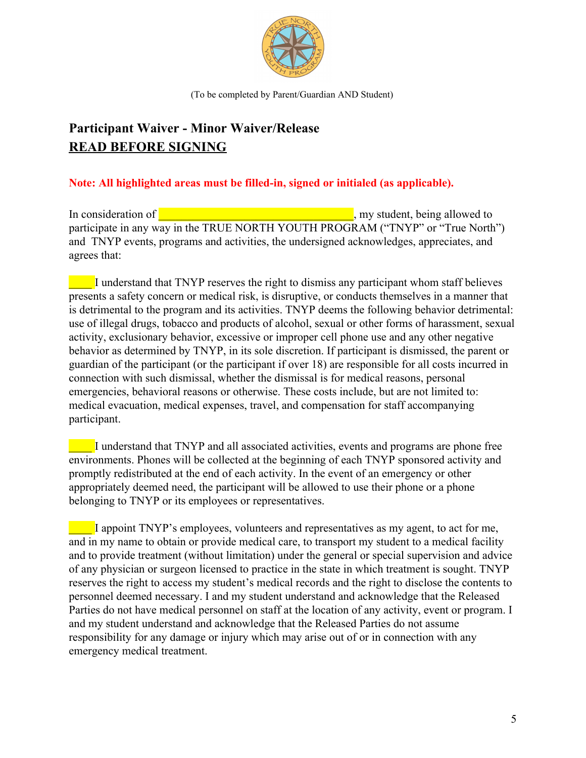(To be completed by Parent/Guardian AND Student)

## Participant Waiver - Minor Waiver/Release
## <u>READ BEFORE SIGNING</u>

**Note: All highlighted areas must be filled-in, signed or initialed (as applicable).**

In consideration of ________________________________, my student, being allowed to participate in any way in the TRUE NORTH YOUTH PROGRAM ("TNYP" or "True North") and TNYP events, programs and activities, the undersigned acknowledges, appreciates, and agrees that:

____I understand that TNYP reserves the right to dismiss any participant whom staff believes presents a safety concern or medical risk, is disruptive, or conducts themselves in a manner that is detrimental to the program and its activities. TNYP deems the following behavior detrimental: use of illegal drugs, tobacco and products of alcohol, sexual or other forms of harassment, sexual activity, exclusionary behavior, excessive or improper cell phone use and any other negative behavior as determined by TNYP, in its sole discretion. If participant is dismissed, the parent or guardian of the participant (or the participant if over 18) are responsible for all costs incurred in connection with such dismissal, whether the dismissal is for medical reasons, personal emergencies, behavioral reasons or otherwise. These costs include, but are not limited to: medical evacuation, medical expenses, travel, and compensation for staff accompanying participant.

____I understand that TNYP and all associated activities, events and programs are phone free environments. Phones will be collected at the beginning of each TNYP sponsored activity and promptly redistributed at the end of each activity. In the event of an emergency or other appropriately deemed need, the participant will be allowed to use their phone or a phone belonging to TNYP or its employees or representatives.

____I appoint TNYP's employees, volunteers and representatives as my agent, to act for me, and in my name to obtain or provide medical care, to transport my student to a medical facility and to provide treatment (without limitation) under the general or special supervision and advice of any physician or surgeon licensed to practice in the state in which treatment is sought. TNYP reserves the right to access my student's medical records and the right to disclose the contents to personnel deemed necessary. I and my student understand and acknowledge that the Released Parties do not have medical personnel on staff at the location of any activity, event or program. I and my student understand and acknowledge that the Released Parties do not assume responsibility for any damage or injury which may arise out of or in connection with any emergency medical treatment.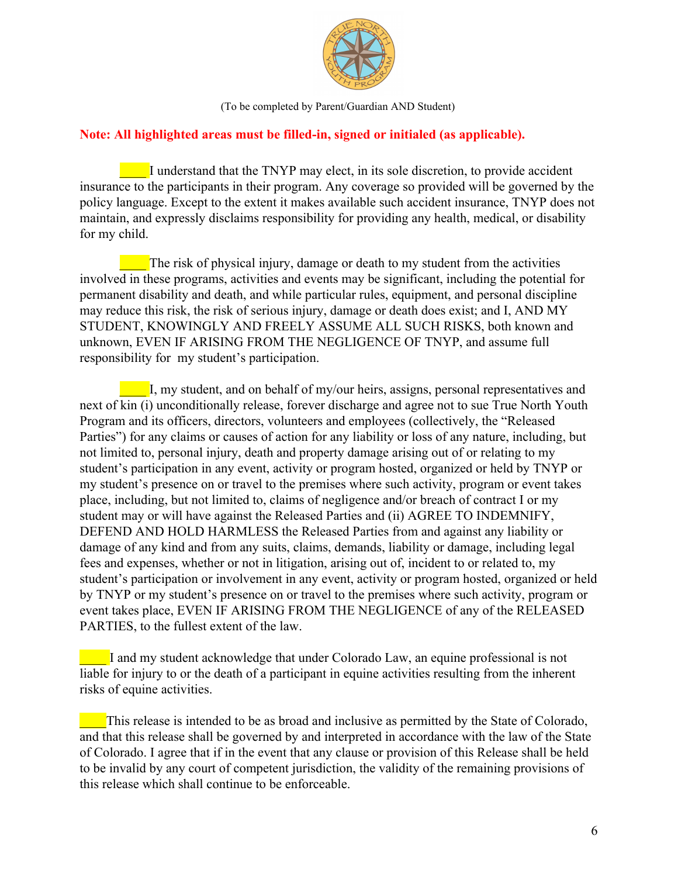(To be completed by Parent/Guardian AND Student)

**Note: All highlighted areas must be filled-in, signed or initialed (as applicable).**

____ I understand that the TNYP may elect, in its sole discretion, to provide accident insurance to the participants in their program. Any coverage so provided will be governed by the policy language. Except to the extent it makes available such accident insurance, TNYP does not maintain, and expressly disclaims responsibility for providing any health, medical, or disability for my child.

____ The risk of physical injury, damage or death to my student from the activities involved in these programs, activities and events may be significant, including the potential for permanent disability and death, and while particular rules, equipment, and personal discipline may reduce this risk, the risk of serious injury, damage or death does exist; and I, AND MY STUDENT, KNOWINGLY AND FREELY ASSUME ALL SUCH RISKS, both known and unknown, EVEN IF ARISING FROM THE NEGLIGENCE OF TNYP, and assume full responsibility for my student's participation.

____ I, my student, and on behalf of my/our heirs, assigns, personal representatives and next of kin (i) unconditionally release, forever discharge and agree not to sue True North Youth Program and its officers, directors, volunteers and employees (collectively, the "Released Parties") for any claims or causes of action for any liability or loss of any nature, including, but not limited to, personal injury, death and property damage arising out of or relating to my student's participation in any event, activity or program hosted, organized or held by TNYP or my student's presence on or travel to the premises where such activity, program or event takes place, including, but not limited to, claims of negligence and/or breach of contract I or my student may or will have against the Released Parties and (ii) AGREE TO INDEMNIFY, DEFEND AND HOLD HARMLESS the Released Parties from and against any liability or damage of any kind and from any suits, claims, demands, liability or damage, including legal fees and expenses, whether or not in litigation, arising out of, incident to or related to, my student's participation or involvement in any event, activity or program hosted, organized or held by TNYP or my student's presence on or travel to the premises where such activity, program or event takes place, EVEN IF ARISING FROM THE NEGLIGENCE of any of the RELEASED PARTIES, to the fullest extent of the law.

____ I and my student acknowledge that under Colorado Law, an equine professional is not liable for injury to or the death of a participant in equine activities resulting from the inherent risks of equine activities.

____ This release is intended to be as broad and inclusive as permitted by the State of Colorado, and that this release shall be governed by and interpreted in accordance with the law of the State of Colorado. I agree that if in the event that any clause or provision of this Release shall be held to be invalid by any court of competent jurisdiction, the validity of the remaining provisions of this release which shall continue to be enforceable.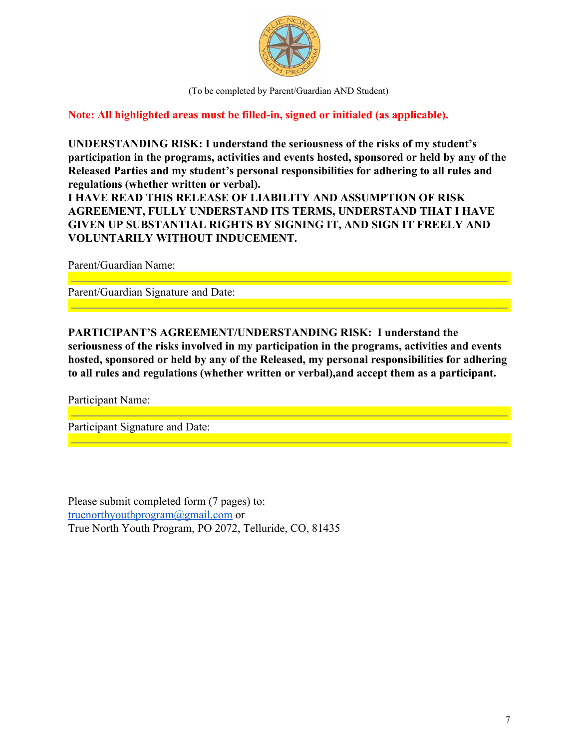(To be completed by Parent/Guardian AND Student)

**Note: All highlighted areas must be filled-in, signed or initialed (as applicable).**

**UNDERSTANDING RISK: I understand the seriousness of the risks of my student's participation in the programs, activities and events hosted, sponsored or held by any of the Released Parties and my student's personal responsibilities for adhering to all rules and regulations (whether written or verbal).**
**I HAVE READ THIS RELEASE OF LIABILITY AND ASSUMPTION OF RISK AGREEMENT, FULLY UNDERSTAND ITS TERMS, UNDERSTAND THAT I HAVE GIVEN UP SUBSTANTIAL RIGHTS BY SIGNING IT, AND SIGN IT FREELY AND VOLUNTARILY WITHOUT INDUCEMENT.**

Parent/Guardian Name:

_______________________________________________

Parent/Guardian Signature and Date:

_______________________________________________

**PARTICIPANT'S AGREEMENT/UNDERSTANDING RISK: I understand the seriousness of the risks involved in my participation in the programs, activities and events hosted, sponsored or held by any of the Released, my personal responsibilities for adhering to all rules and regulations (whether written or verbal),and accept them as a participant.**

Participant Name:

_______________________________________________

Participant Signature and Date:

_______________________________________________

Please submit completed form (7 pages) to:
truenorthyouthprogram@gmail.com or
True North Youth Program, PO 2072, Telluride, CO, 81435